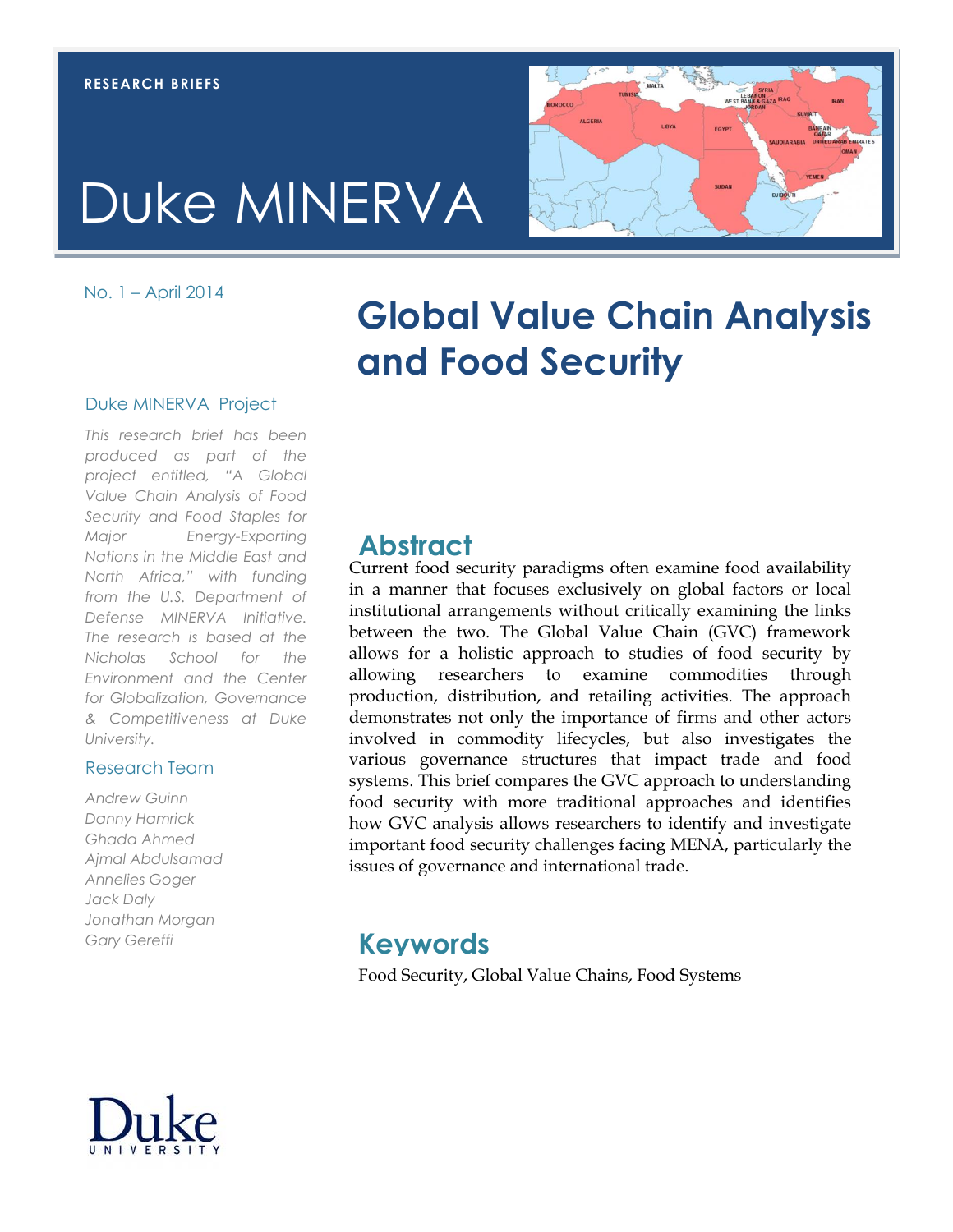RESEARCH BRIEFS

# Duke MINERVA

No. 1 – April 2014

# Global Value Chain Analysis and Food Security

## Duke MINERVA Project

*This research brief has been produced as part of the project entitled, "A Global Value Chain Analysis of Food Security and Food Staples for Major Energy-Exporting Nations in the Middle East and North Africa," with funding from the U.S. Department of Defense MINERVA Initiative. The research is based at the Nicholas School for the Environment and the Center for Globalization, Governance & Competitiveness at Duke University.*

## Research Team

*Andrew Guinn*
*Danny Hamrick*
*Ghada Ahmed*
*Ajmal Abdulsamad*
*Annelies Goger*
*Jack Daly*
*Jonathan Morgan*
*Gary Gereffi*

## Abstract

Current food security paradigms often examine food availability in a manner that focuses exclusively on global factors or local institutional arrangements without critically examining the links between the two. The Global Value Chain (GVC) framework allows for a holistic approach to studies of food security by allowing researchers to examine commodities through production, distribution, and retailing activities. The approach demonstrates not only the importance of firms and other actors involved in commodity lifecycles, but also investigates the various governance structures that impact trade and food systems. This brief compares the GVC approach to understanding food security with more traditional approaches and identifies how GVC analysis allows researchers to identify and investigate important food security challenges facing MENA, particularly the issues of governance and international trade.

## Keywords

Food Security, Global Value Chains, Food Systems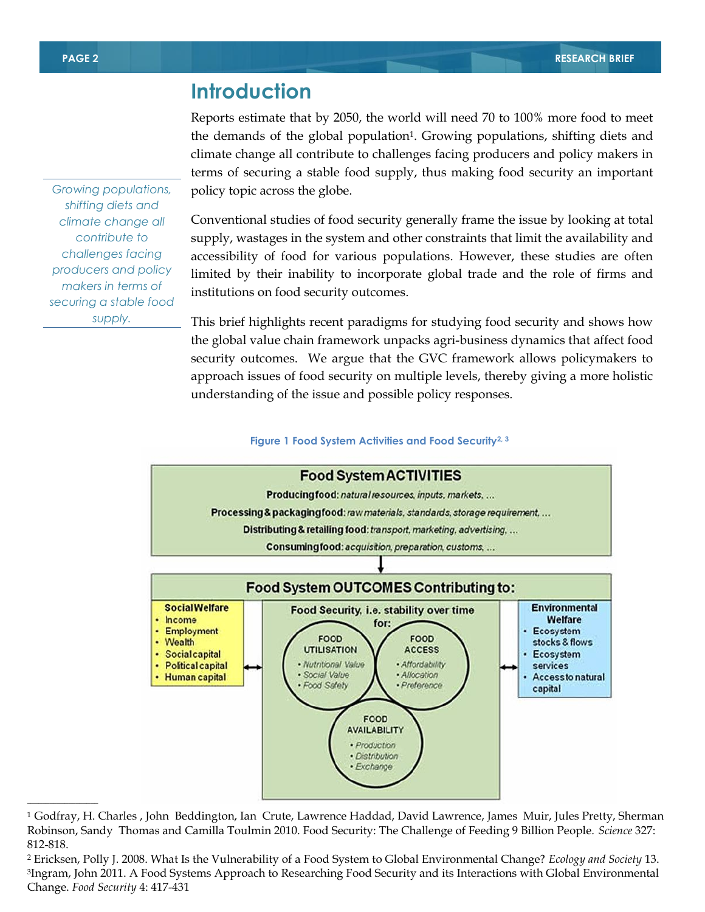# Introduction

Reports estimate that by 2050, the world will need 70 to 100% more food to meet the demands of the global population[1]. Growing populations, shifting diets and climate change all contribute to challenges facing producers and policy makers in terms of securing a stable food supply, thus making food security an important policy topic across the globe.

*Growing populations, shifting diets and climate change all contribute to challenges facing producers and policy makers in terms of securing a stable food supply.*

Conventional studies of food security generally frame the issue by looking at total supply, wastages in the system and other constraints that limit the availability and accessibility of food for various populations. However, these studies are often limited by their inability to incorporate global trade and the role of firms and institutions on food security outcomes.

This brief highlights recent paradigms for studying food security and shows how the global value chain framework unpacks agri-business dynamics that affect food security outcomes. We argue that the GVC framework allows policymakers to approach issues of food security on multiple levels, thereby giving a more holistic understanding of the issue and possible policy responses.

**Figure 1 Food System Activities and Food Security[2, 3]**

**Food System ACTIVITIES**

**Producing food:** *natural resources, inputs, markets, …*

**Processing & packaging food:** *raw materials, standards, storage requirement, …*

**Distributing & retailing food:** *transport, marketing, advertising, …*

**Consuming food:** *acquisition, preparation, customs, …*

**Food System OUTCOMES Contributing to:**

**Social Welfare**
- Income
- Employment
- Wealth
- Social capital
- Political capital
- Human capital

**Food Security, i.e. stability over time for:**

- **FOOD UTILISATION**: *Nutritional Value, Social Value, Food Safety*
- **FOOD ACCESS**: *Affordability, Allocation, Preference*
- **FOOD AVAILABILITY**: *Production, Distribution, Exchange*

**Environmental Welfare**
- Ecosystem stocks & flows
- Ecosystem services
- Access to natural capital

---

[1] Godfray, H. Charles , John Beddington, Ian Crute, Lawrence Haddad, David Lawrence, James Muir, Jules Pretty, Sherman Robinson, Sandy Thomas and Camilla Toulmin 2010. Food Security: The Challenge of Feeding 9 Billion People. *Science* 327: 812-818.

[2] Ericksen, Polly J. 2008. What Is the Vulnerability of a Food System to Global Environmental Change? *Ecology and Society* 13.

[3] Ingram, John 2011. A Food Systems Approach to Researching Food Security and its Interactions with Global Environmental Change. *Food Security* 4: 417-431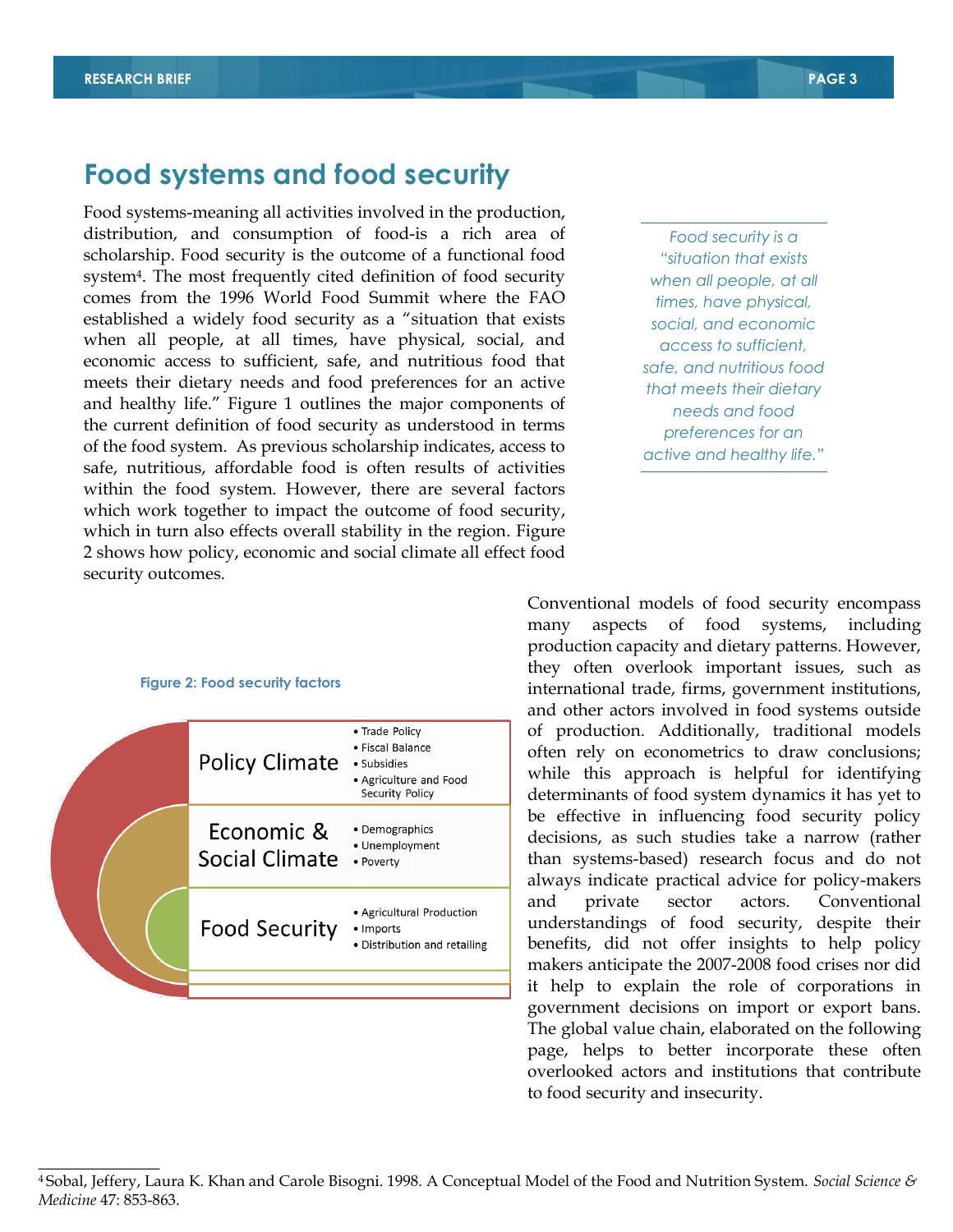## Food systems and food security

Food systems-meaning all activities involved in the production, distribution, and consumption of food-is a rich area of scholarship. Food security is the outcome of a functional food system[4]. The most frequently cited definition of food security comes from the 1996 World Food Summit where the FAO established a widely food security as a "situation that exists when all people, at all times, have physical, social, and economic access to sufficient, safe, and nutritious food that meets their dietary needs and food preferences for an active and healthy life." Figure 1 outlines the major components of the current definition of food security as understood in terms of the food system. As previous scholarship indicates, access to safe, nutritious, affordable food is often results of activities within the food system. However, there are several factors which work together to impact the outcome of food security, which in turn also effects overall stability in the region. Figure 2 shows how policy, economic and social climate all effect food security outcomes.

*Food security is a "situation that exists when all people, at all times, have physical, social, and economic access to sufficient, safe, and nutritious food that meets their dietary needs and food preferences for an active and healthy life."*

**Figure 2: Food security factors**

| | |
|---|---|
| Policy Climate | • Trade Policy<br>• Fiscal Balance<br>• Subsidies<br>• Agriculture and Food Security Policy |
| Economic & Social Climate | • Demographics<br>• Unemployment<br>• Poverty |
| Food Security | • Agricultural Production<br>• Imports<br>• Distribution and retailing |

Conventional models of food security encompass many aspects of food systems, including production capacity and dietary patterns. However, they often overlook important issues, such as international trade, firms, government institutions, and other actors involved in food systems outside of production. Additionally, traditional models often rely on econometrics to draw conclusions; while this approach is helpful for identifying determinants of food system dynamics it has yet to be effective in influencing food security policy decisions, as such studies take a narrow (rather than systems-based) research focus and do not always indicate practical advice for policy-makers and private sector actors. Conventional understandings of food security, despite their benefits, did not offer insights to help policy makers anticipate the 2007-2008 food crises nor did it help to explain the role of corporations in government decisions on import or export bans. The global value chain, elaborated on the following page, helps to better incorporate these often overlooked actors and institutions that contribute to food security and insecurity.

---

[4] Sobal, Jeffery, Laura K. Khan and Carole Bisogni. 1998. A Conceptual Model of the Food and Nutrition System. *Social Science & Medicine* 47: 853-863.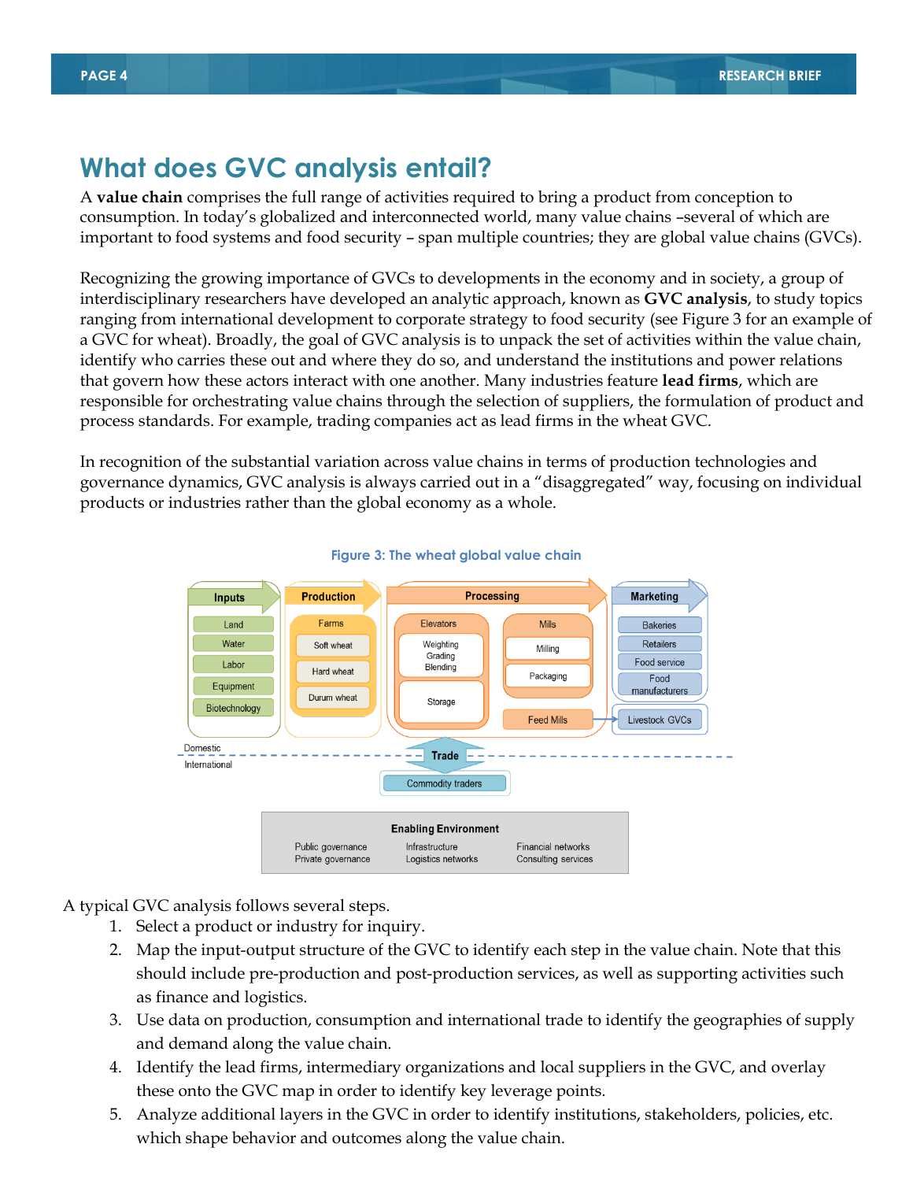# What does GVC analysis entail?

A **value chain** comprises the full range of activities required to bring a product from conception to consumption. In today's globalized and interconnected world, many value chains –several of which are important to food systems and food security – span multiple countries; they are global value chains (GVCs).

Recognizing the growing importance of GVCs to developments in the economy and in society, a group of interdisciplinary researchers have developed an analytic approach, known as **GVC analysis**, to study topics ranging from international development to corporate strategy to food security (see Figure 3 for an example of a GVC for wheat). Broadly, the goal of GVC analysis is to unpack the set of activities within the value chain, identify who carries these out and where they do so, and understand the institutions and power relations that govern how these actors interact with one another. Many industries feature **lead firms**, which are responsible for orchestrating value chains through the selection of suppliers, the formulation of product and process standards. For example, trading companies act as lead firms in the wheat GVC.

In recognition of the substantial variation across value chains in terms of production technologies and governance dynamics, GVC analysis is always carried out in a "disaggregated" way, focusing on individual products or industries rather than the global economy as a whole.

Figure 3: The wheat global value chain

A typical GVC analysis follows several steps.

1. Select a product or industry for inquiry.
2. Map the input-output structure of the GVC to identify each step in the value chain. Note that this should include pre-production and post-production services, as well as supporting activities such as finance and logistics.
3. Use data on production, consumption and international trade to identify the geographies of supply and demand along the value chain.
4. Identify the lead firms, intermediary organizations and local suppliers in the GVC, and overlay these onto the GVC map in order to identify key leverage points.
5. Analyze additional layers in the GVC in order to identify institutions, stakeholders, policies, etc. which shape behavior and outcomes along the value chain.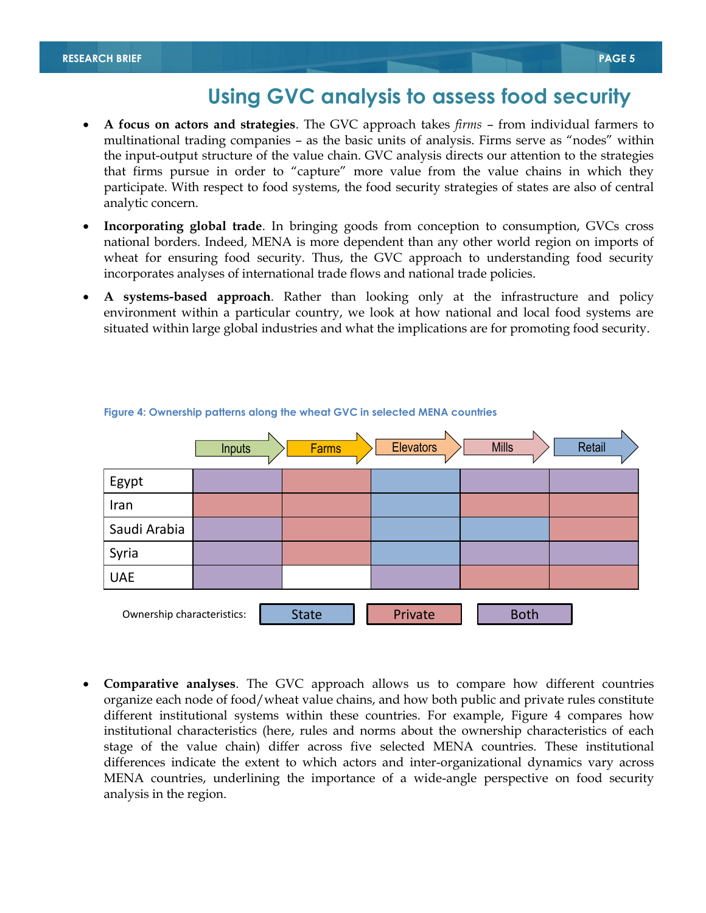## Using GVC analysis to assess food security

- **A focus on actors and strategies**. The GVC approach takes *firms* – from individual farmers to multinational trading companies – as the basic units of analysis. Firms serve as "nodes" within the input-output structure of the value chain. GVC analysis directs our attention to the strategies that firms pursue in order to "capture" more value from the value chains in which they participate. With respect to food systems, the food security strategies of states are also of central analytic concern.
- **Incorporating global trade**. In bringing goods from conception to consumption, GVCs cross national borders. Indeed, MENA is more dependent than any other world region on imports of wheat for ensuring food security. Thus, the GVC approach to understanding food security incorporates analyses of international trade flows and national trade policies.
- **A systems-based approach**. Rather than looking only at the infrastructure and policy environment within a particular country, we look at how national and local food systems are situated within large global industries and what the implications are for promoting food security.

Figure 4: Ownership patterns along the wheat GVC in selected MENA countries

| | Inputs | Farms | Elevators | Mills | Retail |
|---|---|---|---|---|---|
| Egypt | Both | Private | State | Both | Both |
| Iran | Private | Private | State | Private | Private |
| Saudi Arabia | Both | Private | State | State | Private |
| Syria | Both | Private | State | Both | Both |
| UAE | Both | | Both | Private | Private |

Ownership characteristics: State, Private, Both

- **Comparative analyses**. The GVC approach allows us to compare how different countries organize each node of food/wheat value chains, and how both public and private rules constitute different institutional systems within these countries. For example, Figure 4 compares how institutional characteristics (here, rules and norms about the ownership characteristics of each stage of the value chain) differ across five selected MENA countries. These institutional differences indicate the extent to which actors and inter-organizational dynamics vary across MENA countries, underlining the importance of a wide-angle perspective on food security analysis in the region.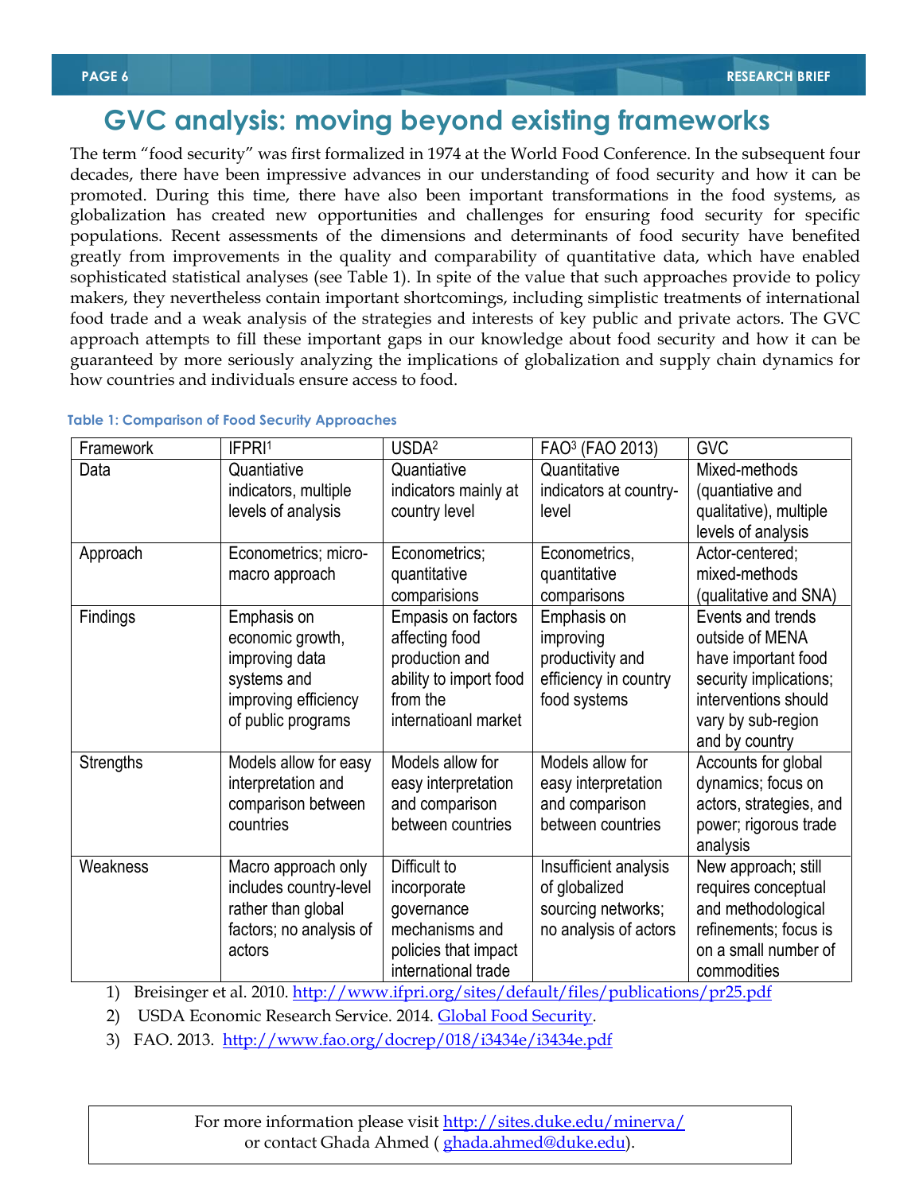# GVC analysis: moving beyond existing frameworks

The term "food security" was first formalized in 1974 at the World Food Conference. In the subsequent four decades, there have been impressive advances in our understanding of food security and how it can be promoted. During this time, there have also been important transformations in the food systems, as globalization has created new opportunities and challenges for ensuring food security for specific populations. Recent assessments of the dimensions and determinants of food security have benefited greatly from improvements in the quality and comparability of quantitative data, which have enabled sophisticated statistical analyses (see Table 1). In spite of the value that such approaches provide to policy makers, they nevertheless contain important shortcomings, including simplistic treatments of international food trade and a weak analysis of the strategies and interests of key public and private actors. The GVC approach attempts to fill these important gaps in our knowledge about food security and how it can be guaranteed by more seriously analyzing the implications of globalization and supply chain dynamics for how countries and individuals ensure access to food.

**Table 1: Comparison of Food Security Approaches**

| Framework | IFPRI[1] | USDA[2] | FAO[3] (FAO 2013) | GVC |
|---|---|---|---|---|
| Data | Quantiative indicators, multiple levels of analysis | Quantiative indicators mainly at country level | Quantitative indicators at country-level | Mixed-methods (quantiative and qualitative), multiple levels of analysis |
| Approach | Econometrics; micro-macro approach | Econometrics; quantitative comparisions | Econometrics, quantitative comparisons | Actor-centered; mixed-methods (qualitative and SNA) |
| Findings | Emphasis on economic growth, improving data systems and improving efficiency of public programs | Empasis on factors affecting food production and ability to import food from the internatioanl market | Emphasis on improving productivity and efficiency in country food systems | Events and trends outside of MENA have important food security implications; interventions should vary by sub-region and by country |
| Strengths | Models allow for easy interpretation and comparison between countries | Models allow for easy interpretation and comparison between countries | Models allow for easy interpretation and comparison between countries | Accounts for global dynamics; focus on actors, strategies, and power; rigorous trade analysis |
| Weakness | Macro approach only includes country-level rather than global factors; no analysis of actors | Difficult to incorporate governance mechanisms and policies that impact international trade | Insufficient analysis of globalized sourcing networks; no analysis of actors | New approach; still requires conceptual and methodological refinements; focus is on a small number of commodities |

1) Breisinger et al. 2010. http://www.ifpri.org/sites/default/files/publications/pr25.pdf
2) USDA Economic Research Service. 2014. Global Food Security.
3) FAO. 2013. http://www.fao.org/docrep/018/i3434e/i3434e.pdf

For more information please visit http://sites.duke.edu/minerva/
or contact Ghada Ahmed ( ghada.ahmed@duke.edu).